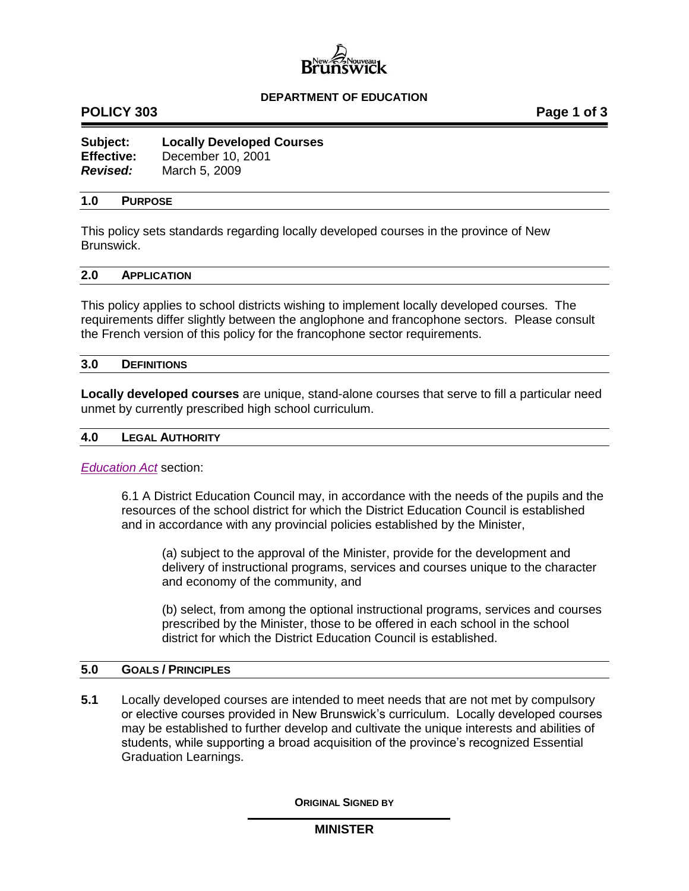**DEPARTMENT OF EDUCATION**

# POLICY 303

**Subject:** **Locally Developed Courses**
**Effective:** December 10, 2001
***Revised:*** March 5, 2009

## 1.0 PURPOSE

This policy sets standards regarding locally developed courses in the province of New Brunswick.

## 2.0 APPLICATION

This policy applies to school districts wishing to implement locally developed courses. The requirements differ slightly between the anglophone and francophone sectors. Please consult the French version of this policy for the francophone sector requirements.

## 3.0 DEFINITIONS

**Locally developed courses** are unique, stand-alone courses that serve to fill a particular need unmet by currently prescribed high school curriculum.

## 4.0 LEGAL AUTHORITY

*Education Act* section:

> 6.1 A District Education Council may, in accordance with the needs of the pupils and the resources of the school district for which the District Education Council is established and in accordance with any provincial policies established by the Minister,
>
> > (a) subject to the approval of the Minister, provide for the development and delivery of instructional programs, services and courses unique to the character and economy of the community, and
> >
> > (b) select, from among the optional instructional programs, services and courses prescribed by the Minister, those to be offered in each school in the school district for which the District Education Council is established.

## 5.0 GOALS / PRINCIPLES

**5.1** Locally developed courses are intended to meet needs that are not met by compulsory or elective courses provided in New Brunswick's curriculum. Locally developed courses may be established to further develop and cultivate the unique interests and abilities of students, while supporting a broad acquisition of the province's recognized Essential Graduation Learnings.

**ORIGINAL SIGNED BY**

**MINISTER**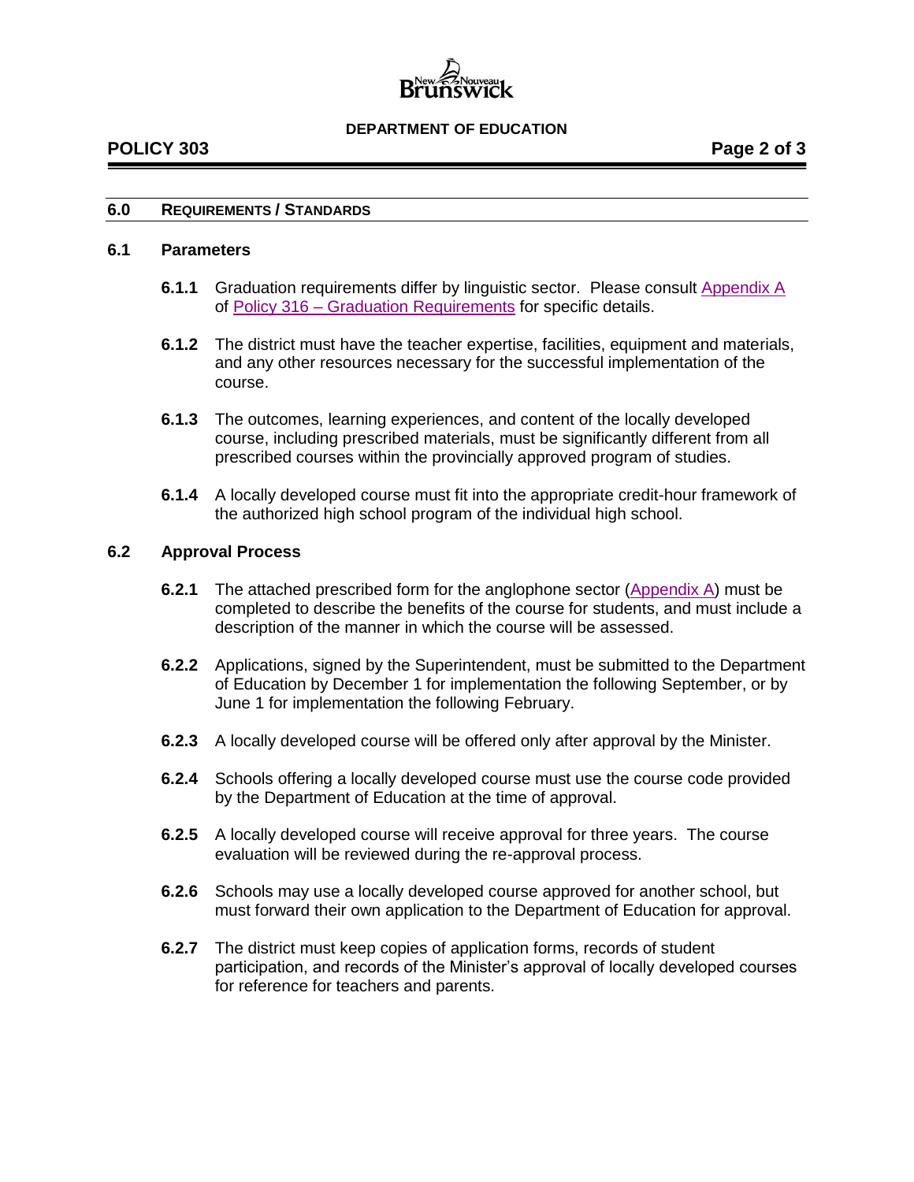## 6.0 REQUIREMENTS / STANDARDS

### 6.1 Parameters

**6.1.1** Graduation requirements differ by linguistic sector. Please consult Appendix A of Policy 316 – Graduation Requirements for specific details.

**6.1.2** The district must have the teacher expertise, facilities, equipment and materials, and any other resources necessary for the successful implementation of the course.

**6.1.3** The outcomes, learning experiences, and content of the locally developed course, including prescribed materials, must be significantly different from all prescribed courses within the provincially approved program of studies.

**6.1.4** A locally developed course must fit into the appropriate credit-hour framework of the authorized high school program of the individual high school.

### 6.2 Approval Process

**6.2.1** The attached prescribed form for the anglophone sector (Appendix A) must be completed to describe the benefits of the course for students, and must include a description of the manner in which the course will be assessed.

**6.2.2** Applications, signed by the Superintendent, must be submitted to the Department of Education by December 1 for implementation the following September, or by June 1 for implementation the following February.

**6.2.3** A locally developed course will be offered only after approval by the Minister.

**6.2.4** Schools offering a locally developed course must use the course code provided by the Department of Education at the time of approval.

**6.2.5** A locally developed course will receive approval for three years. The course evaluation will be reviewed during the re-approval process.

**6.2.6** Schools may use a locally developed course approved for another school, but must forward their own application to the Department of Education for approval.

**6.2.7** The district must keep copies of application forms, records of student participation, and records of the Minister's approval of locally developed courses for reference for teachers and parents.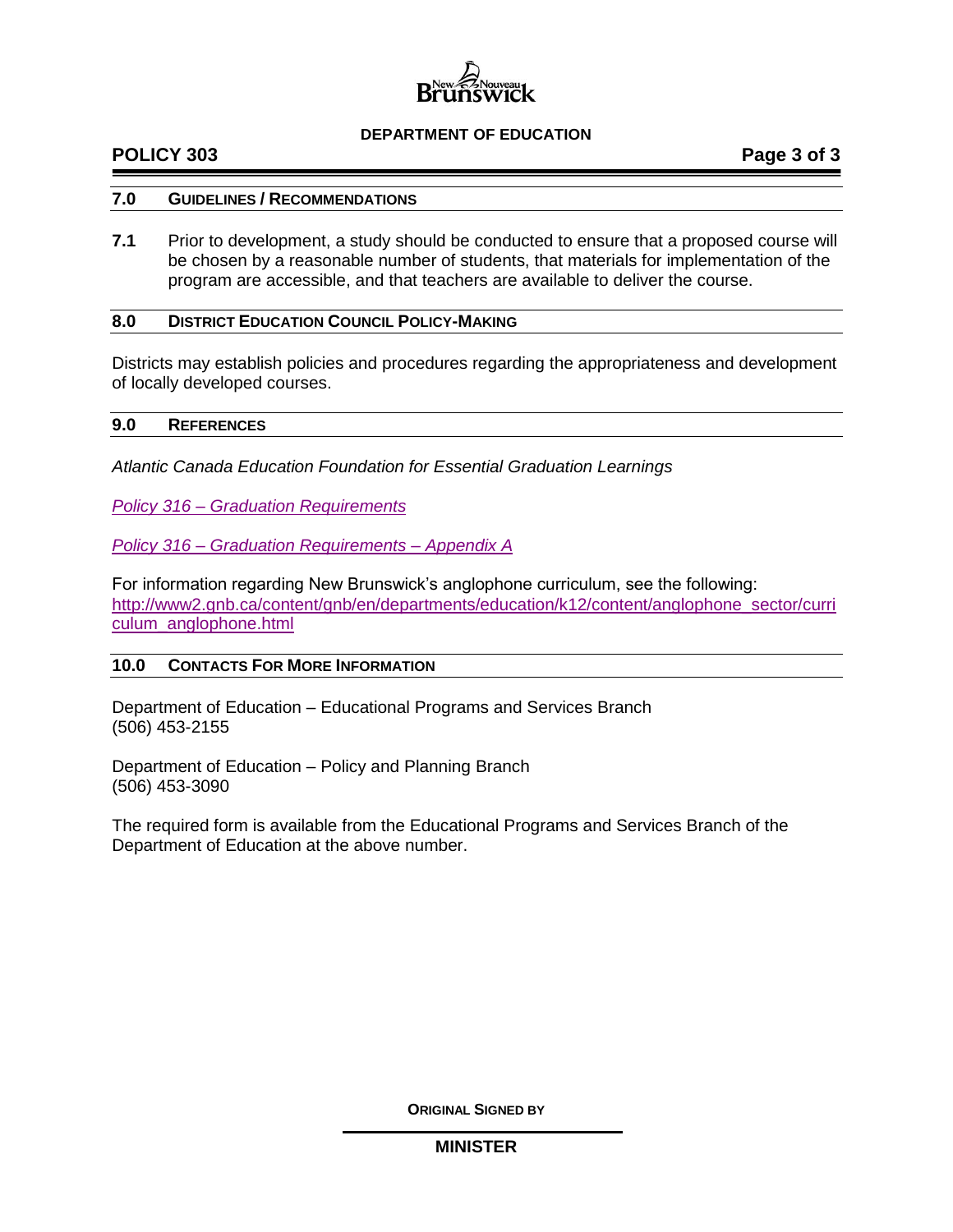## 7.0 GUIDELINES / RECOMMENDATIONS

**7.1** Prior to development, a study should be conducted to ensure that a proposed course will be chosen by a reasonable number of students, that materials for implementation of the program are accessible, and that teachers are available to deliver the course.

## 8.0 DISTRICT EDUCATION COUNCIL POLICY-MAKING

Districts may establish policies and procedures regarding the appropriateness and development of locally developed courses.

## 9.0 REFERENCES

*Atlantic Canada Education Foundation for Essential Graduation Learnings*

*Policy 316 – Graduation Requirements*

*Policy 316 – Graduation Requirements – Appendix A*

For information regarding New Brunswick's anglophone curriculum, see the following: http://www2.gnb.ca/content/gnb/en/departments/education/k12/content/anglophone_sector/curriculum_anglophone.html

## 10.0 CONTACTS FOR MORE INFORMATION

Department of Education – Educational Programs and Services Branch
(506) 453-2155

Department of Education – Policy and Planning Branch
(506) 453-3090

The required form is available from the Educational Programs and Services Branch of the Department of Education at the above number.

**ORIGINAL SIGNED BY**

**MINISTER**